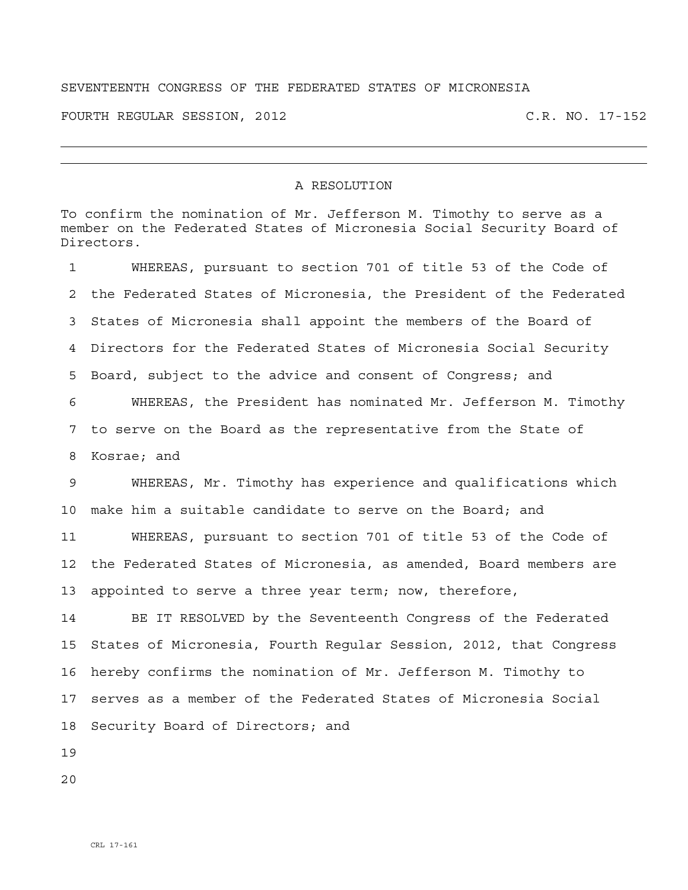SEVENTEENTH CONGRESS OF THE FEDERATED STATES OF MICRONESIA

FOURTH REGULAR SESSION, 2012 C.R. NO. 17-152

---

## A RESOLUTION

To confirm the nomination of Mr. Jefferson M. Timothy to serve as a member on the Federated States of Micronesia Social Security Board of Directors.

WHEREAS, pursuant to section 701 of title 53 of the Code of the Federated States of Micronesia, the President of the Federated States of Micronesia shall appoint the members of the Board of Directors for the Federated States of Micronesia Social Security Board, subject to the advice and consent of Congress; and

WHEREAS, the President has nominated Mr. Jefferson M. Timothy to serve on the Board as the representative from the State of Kosrae; and

WHEREAS, Mr. Timothy has experience and qualifications which make him a suitable candidate to serve on the Board; and

WHEREAS, pursuant to section 701 of title 53 of the Code of the Federated States of Micronesia, as amended, Board members are appointed to serve a three year term; now, therefore,

BE IT RESOLVED by the Seventeenth Congress of the Federated States of Micronesia, Fourth Regular Session, 2012, that Congress hereby confirms the nomination of Mr. Jefferson M. Timothy to serves as a member of the Federated States of Micronesia Social Security Board of Directors; and

CRL 17-161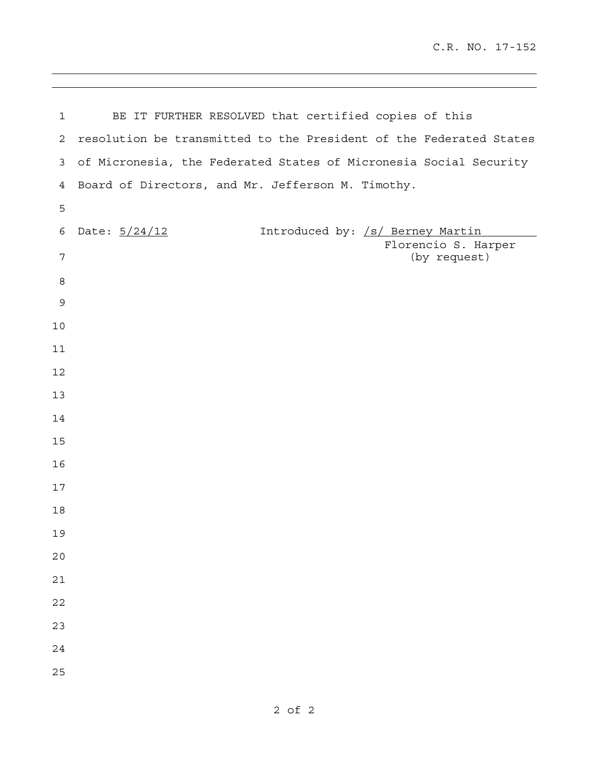BE IT FURTHER RESOLVED that certified copies of this resolution be transmitted to the President of the Federated States of Micronesia, the Federated States of Micronesia Social Security Board of Directors, and Mr. Jefferson M. Timothy.

Date: 5/24/12

Introduced by: /s/ Berney Martin
Florencio S. Harper
(by request)